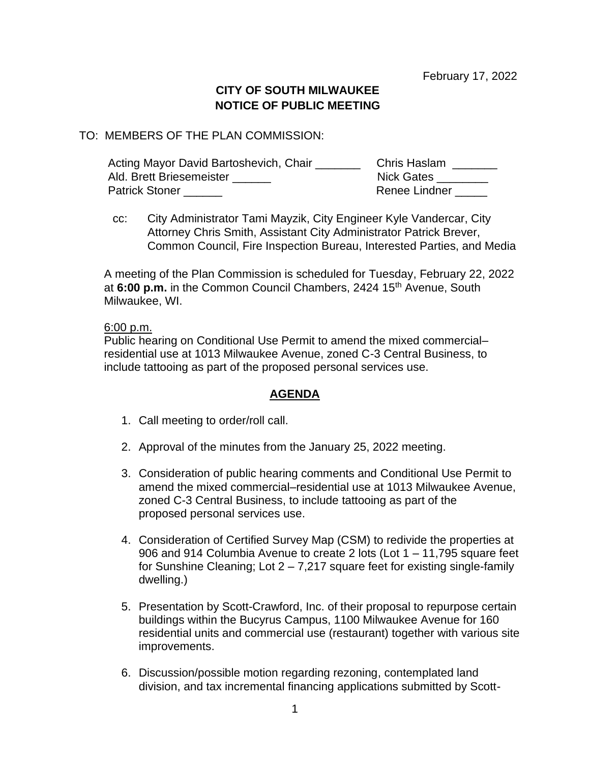February 17, 2022

**CITY OF SOUTH MILWAUKEE**
**NOTICE OF PUBLIC MEETING**

TO: MEMBERS OF THE PLAN COMMISSION:

Acting Mayor David Bartoshevich, Chair _______ Chris Haslam _______
Ald. Brett Briesemeister ______ Nick Gates ________
Patrick Stoner ______ Renee Lindner _____

cc: City Administrator Tami Mayzik, City Engineer Kyle Vandercar, City Attorney Chris Smith, Assistant City Administrator Patrick Brever, Common Council, Fire Inspection Bureau, Interested Parties, and Media

A meeting of the Plan Commission is scheduled for Tuesday, February 22, 2022 at **6:00 p.m.** in the Common Council Chambers, 2424 15th Avenue, South Milwaukee, WI.

6:00 p.m.
Public hearing on Conditional Use Permit to amend the mixed commercial–residential use at 1013 Milwaukee Avenue, zoned C-3 Central Business, to include tattooing as part of the proposed personal services use.

## AGENDA

1. Call meeting to order/roll call.

2. Approval of the minutes from the January 25, 2022 meeting.

3. Consideration of public hearing comments and Conditional Use Permit to amend the mixed commercial–residential use at 1013 Milwaukee Avenue, zoned C-3 Central Business, to include tattooing as part of the proposed personal services use.

4. Consideration of Certified Survey Map (CSM) to redivide the properties at 906 and 914 Columbia Avenue to create 2 lots (Lot 1 – 11,795 square feet for Sunshine Cleaning; Lot 2 – 7,217 square feet for existing single-family dwelling.)

5. Presentation by Scott-Crawford, Inc. of their proposal to repurpose certain buildings within the Bucyrus Campus, 1100 Milwaukee Avenue for 160 residential units and commercial use (restaurant) together with various site improvements.

6. Discussion/possible motion regarding rezoning, contemplated land division, and tax incremental financing applications submitted by Scott-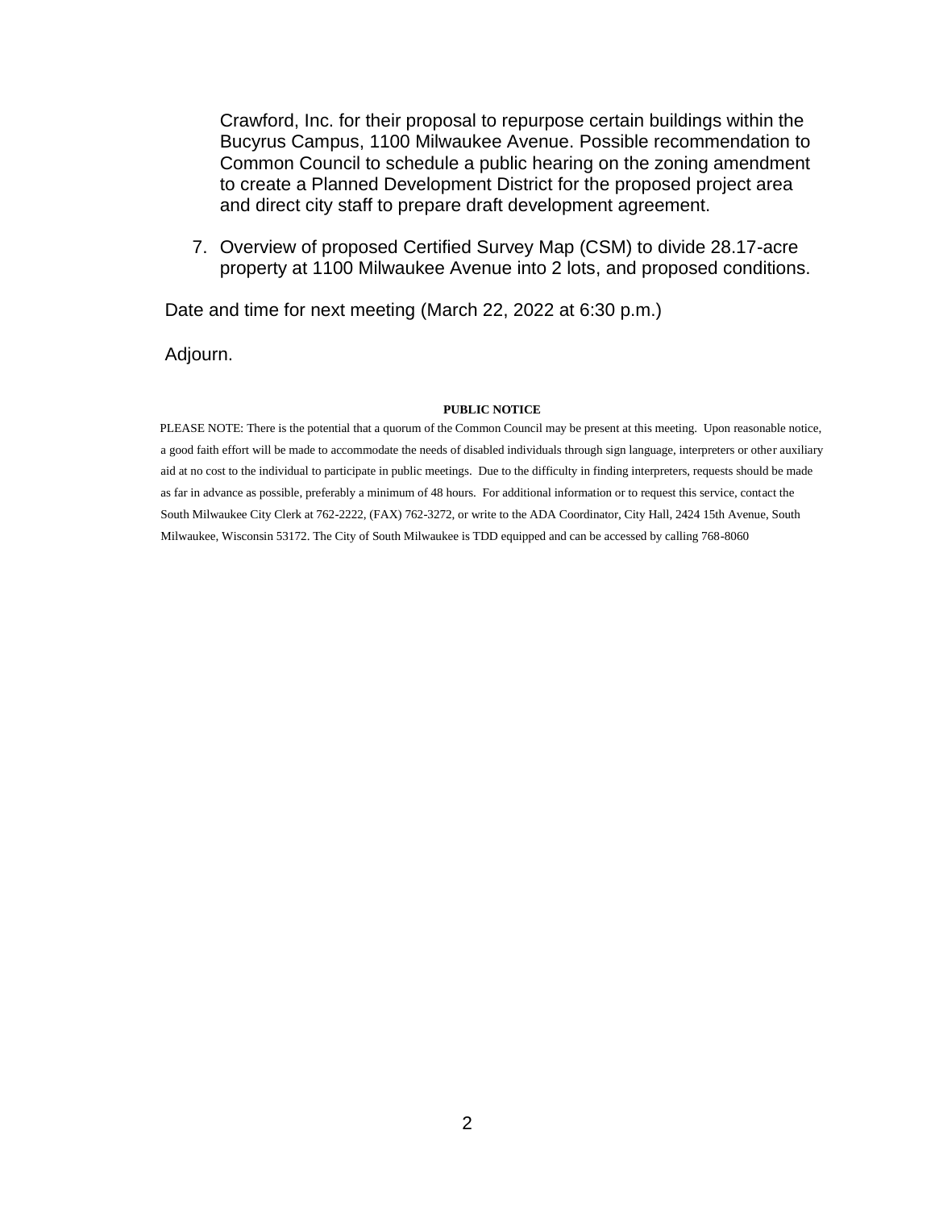Crawford, Inc. for their proposal to repurpose certain buildings within the Bucyrus Campus, 1100 Milwaukee Avenue. Possible recommendation to Common Council to schedule a public hearing on the zoning amendment to create a Planned Development District for the proposed project area and direct city staff to prepare draft development agreement.

7. Overview of proposed Certified Survey Map (CSM) to divide 28.17-acre property at 1100 Milwaukee Avenue into 2 lots, and proposed conditions.

Date and time for next meeting (March 22, 2022 at 6:30 p.m.)

Adjourn.

**PUBLIC NOTICE**

PLEASE NOTE: There is the potential that a quorum of the Common Council may be present at this meeting. Upon reasonable notice, a good faith effort will be made to accommodate the needs of disabled individuals through sign language, interpreters or other auxiliary aid at no cost to the individual to participate in public meetings. Due to the difficulty in finding interpreters, requests should be made as far in advance as possible, preferably a minimum of 48 hours. For additional information or to request this service, contact the South Milwaukee City Clerk at 762-2222, (FAX) 762-3272, or write to the ADA Coordinator, City Hall, 2424 15th Avenue, South Milwaukee, Wisconsin 53172. The City of South Milwaukee is TDD equipped and can be accessed by calling 768-8060